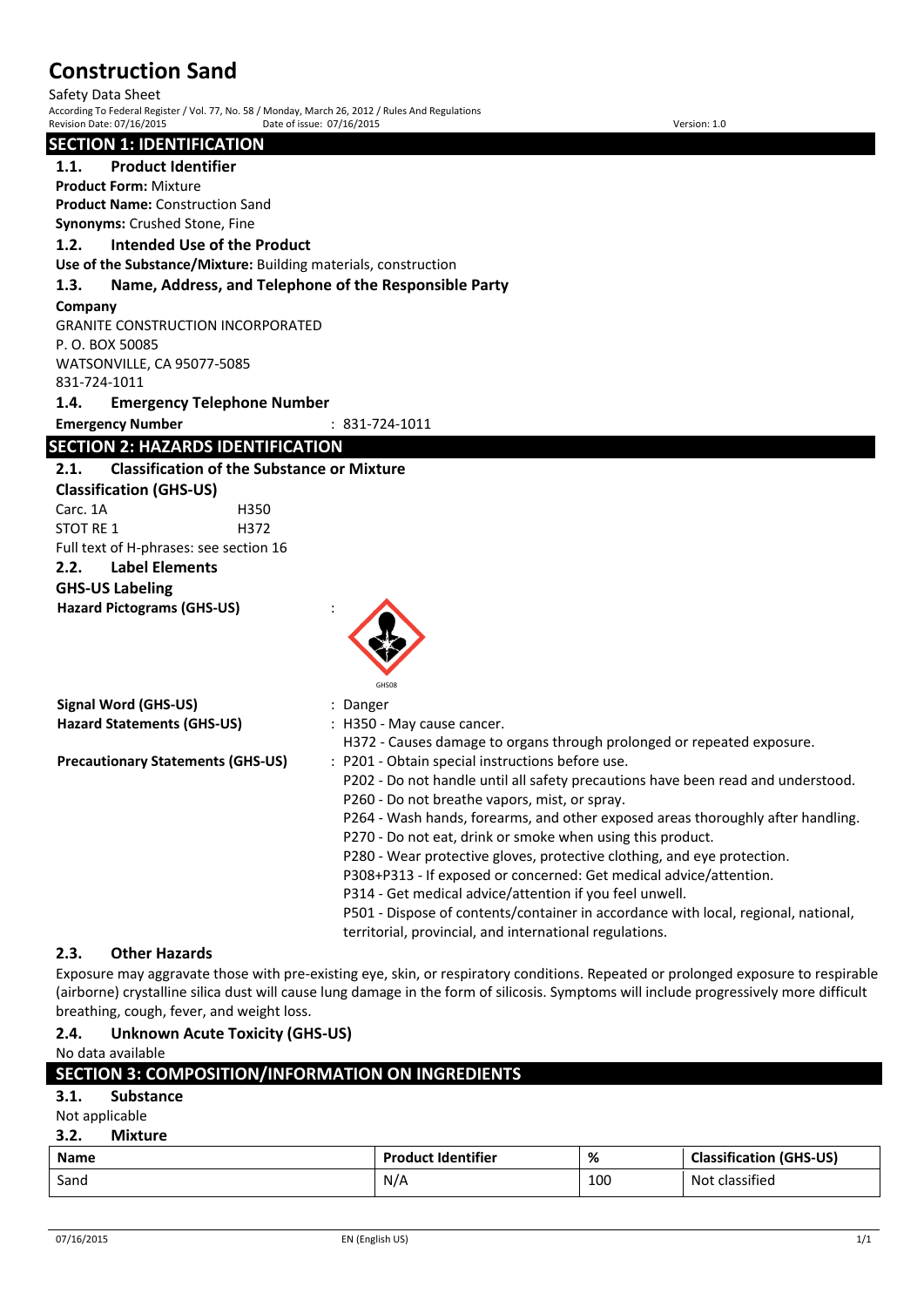# Construction Sand

Safety Data Sheet

According To Federal Register / Vol. 77, No. 58 / Monday, March 26, 2012 / Rules And Regulations

Revision Date: 07/16/2015 Date of issue: 07/16/2015 Version: 1.0

## SECTION 1: IDENTIFICATION

### 1.1. Product Identifier

**Product Form:** Mixture

**Product Name:** Construction Sand

**Synonyms:** Crushed Stone, Fine

### 1.2. Intended Use of the Product

**Use of the Substance/Mixture:** Building materials, construction

### 1.3. Name, Address, and Telephone of the Responsible Party

**Company**

GRANITE CONSTRUCTION INCORPORATED
P. O. BOX 50085
WATSONVILLE, CA 95077-5085
831-724-1011

### 1.4. Emergency Telephone Number

**Emergency Number** : 831-724-1011

## SECTION 2: HAZARDS IDENTIFICATION

### 2.1. Classification of the Substance or Mixture

**Classification (GHS-US)**

Carc. 1A H350
STOT RE 1 H372

Full text of H-phrases: see section 16

### 2.2. Label Elements

**GHS-US Labeling**

**Hazard Pictograms (GHS-US)** :

GHS08

**Signal Word (GHS-US)** : Danger

**Hazard Statements (GHS-US)** : H350 - May cause cancer.
H372 - Causes damage to organs through prolonged or repeated exposure.

**Precautionary Statements (GHS-US)** : P201 - Obtain special instructions before use.
P202 - Do not handle until all safety precautions have been read and understood.
P260 - Do not breathe vapors, mist, or spray.
P264 - Wash hands, forearms, and other exposed areas thoroughly after handling.
P270 - Do not eat, drink or smoke when using this product.
P280 - Wear protective gloves, protective clothing, and eye protection.
P308+P313 - If exposed or concerned: Get medical advice/attention.
P314 - Get medical advice/attention if you feel unwell.
P501 - Dispose of contents/container in accordance with local, regional, national, territorial, provincial, and international regulations.

### 2.3. Other Hazards

Exposure may aggravate those with pre-existing eye, skin, or respiratory conditions. Repeated or prolonged exposure to respirable (airborne) crystalline silica dust will cause lung damage in the form of silicosis. Symptoms will include progressively more difficult breathing, cough, fever, and weight loss.

### 2.4. Unknown Acute Toxicity (GHS-US)

No data available

## SECTION 3: COMPOSITION/INFORMATION ON INGREDIENTS

### 3.1. Substance

Not applicable

### 3.2. Mixture

| Name | Product Identifier | % | Classification (GHS-US) |
| --- | --- | --- | --- |
| Sand | N/A | 100 | Not classified |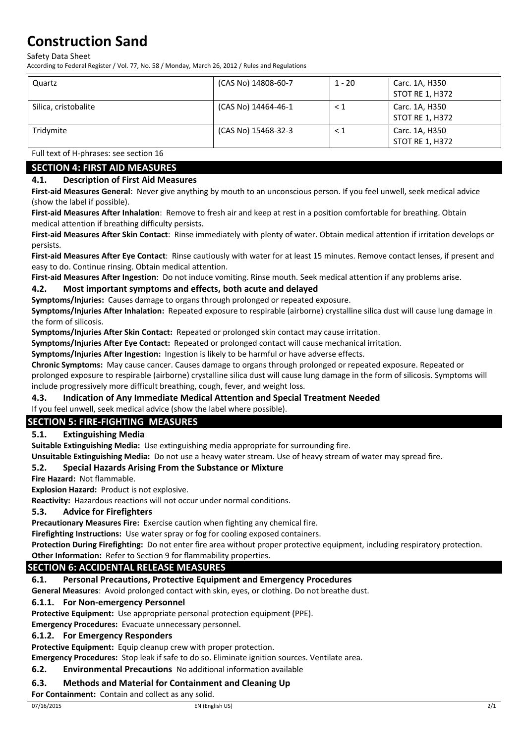| Quartz | (CAS No) 14808-60-7 | 1 - 20 | Carc. 1A, H350<br>STOT RE 1, H372 |
|---|---|---|---|
| Silica, cristobalite | (CAS No) 14464-46-1 | < 1 | Carc. 1A, H350<br>STOT RE 1, H372 |
| Tridymite | (CAS No) 15468-32-3 | < 1 | Carc. 1A, H350<br>STOT RE 1, H372 |

Full text of H-phrases: see section 16

## SECTION 4: FIRST AID MEASURES

### 4.1. Description of First Aid Measures

**First-aid Measures General**: Never give anything by mouth to an unconscious person. If you feel unwell, seek medical advice (show the label if possible).

**First-aid Measures After Inhalation**: Remove to fresh air and keep at rest in a position comfortable for breathing. Obtain medical attention if breathing difficulty persists.

**First-aid Measures After Skin Contact**: Rinse immediately with plenty of water. Obtain medical attention if irritation develops or persists.

**First-aid Measures After Eye Contact**: Rinse cautiously with water for at least 15 minutes. Remove contact lenses, if present and easy to do. Continue rinsing. Obtain medical attention.

**First-aid Measures After Ingestion**: Do not induce vomiting. Rinse mouth. Seek medical attention if any problems arise.

### 4.2. Most important symptoms and effects, both acute and delayed

**Symptoms/Injuries:** Causes damage to organs through prolonged or repeated exposure.

**Symptoms/Injuries After Inhalation:** Repeated exposure to respirable (airborne) crystalline silica dust will cause lung damage in the form of silicosis.

**Symptoms/Injuries After Skin Contact:** Repeated or prolonged skin contact may cause irritation.

**Symptoms/Injuries After Eye Contact:** Repeated or prolonged contact will cause mechanical irritation.

**Symptoms/Injuries After Ingestion:** Ingestion is likely to be harmful or have adverse effects.

**Chronic Symptoms:** May cause cancer. Causes damage to organs through prolonged or repeated exposure. Repeated or prolonged exposure to respirable (airborne) crystalline silica dust will cause lung damage in the form of silicosis. Symptoms will include progressively more difficult breathing, cough, fever, and weight loss.

### 4.3. Indication of Any Immediate Medical Attention and Special Treatment Needed

If you feel unwell, seek medical advice (show the label where possible).

## SECTION 5: FIRE-FIGHTING MEASURES

### 5.1. Extinguishing Media

**Suitable Extinguishing Media:** Use extinguishing media appropriate for surrounding fire.

**Unsuitable Extinguishing Media:** Do not use a heavy water stream. Use of heavy stream of water may spread fire.

### 5.2. Special Hazards Arising From the Substance or Mixture

**Fire Hazard:** Not flammable.

**Explosion Hazard:** Product is not explosive.

**Reactivity:** Hazardous reactions will not occur under normal conditions.

### 5.3. Advice for Firefighters

**Precautionary Measures Fire:** Exercise caution when fighting any chemical fire.

**Firefighting Instructions:** Use water spray or fog for cooling exposed containers.

**Protection During Firefighting:** Do not enter fire area without proper protective equipment, including respiratory protection.

**Other Information:** Refer to Section 9 for flammability properties.

## SECTION 6: ACCIDENTAL RELEASE MEASURES

### 6.1. Personal Precautions, Protective Equipment and Emergency Procedures

**General Measures**: Avoid prolonged contact with skin, eyes, or clothing. Do not breathe dust.

#### 6.1.1. For Non-emergency Personnel

**Protective Equipment:** Use appropriate personal protection equipment (PPE).

**Emergency Procedures:** Evacuate unnecessary personnel.

#### 6.1.2. For Emergency Responders

**Protective Equipment:** Equip cleanup crew with proper protection.

**Emergency Procedures:** Stop leak if safe to do so. Eliminate ignition sources. Ventilate area.

### 6.2. Environmental Precautions

No additional information available

### 6.3. Methods and Material for Containment and Cleaning Up

**For Containment:** Contain and collect as any solid.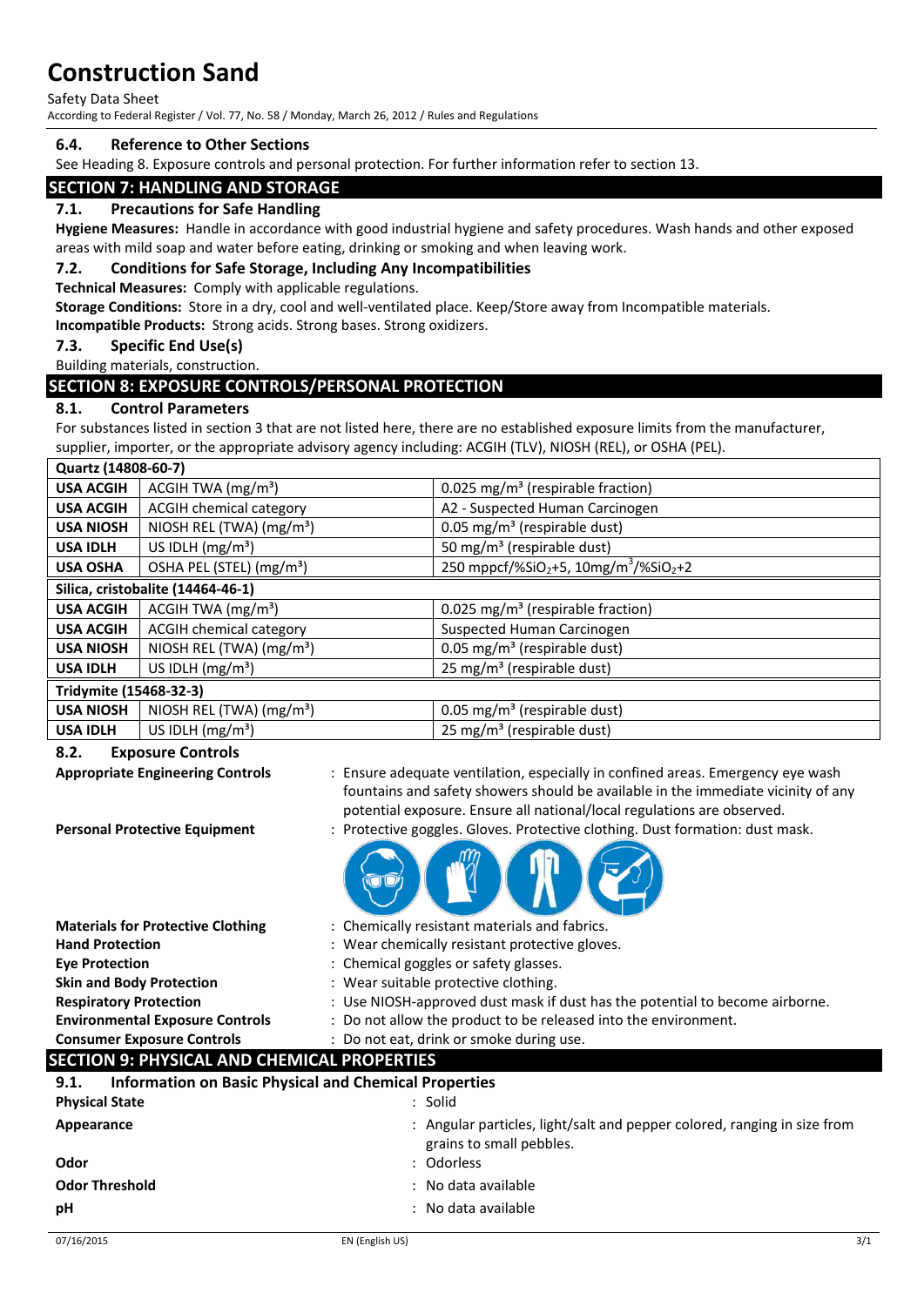### 6.4. Reference to Other Sections

See Heading 8. Exposure controls and personal protection. For further information refer to section 13.

## SECTION 7: HANDLING AND STORAGE

### 7.1. Precautions for Safe Handling

**Hygiene Measures:** Handle in accordance with good industrial hygiene and safety procedures. Wash hands and other exposed areas with mild soap and water before eating, drinking or smoking and when leaving work.

### 7.2. Conditions for Safe Storage, Including Any Incompatibilities

**Technical Measures:** Comply with applicable regulations.

**Storage Conditions:** Store in a dry, cool and well-ventilated place. Keep/Store away from Incompatible materials.

**Incompatible Products:** Strong acids. Strong bases. Strong oxidizers.

### 7.3. Specific End Use(s)

Building materials, construction.

## SECTION 8: EXPOSURE CONTROLS/PERSONAL PROTECTION

### 8.1. Control Parameters

For substances listed in section 3 that are not listed here, there are no established exposure limits from the manufacturer, supplier, importer, or the appropriate advisory agency including: ACGIH (TLV), NIOSH (REL), or OSHA (PEL).

| Quartz (14808-60-7) | | |
|---|---|---|
| **USA ACGIH** | ACGIH TWA ($mg/m^3$) | 0.025 $mg/m^3$ (respirable fraction) |
| **USA ACGIH** | ACGIH chemical category | A2 - Suspected Human Carcinogen |
| **USA NIOSH** | NIOSH REL (TWA) ($mg/m^3$) | 0.05 $mg/m^3$ (respirable dust) |
| **USA IDLH** | US IDLH ($mg/m^3$) | 50 $mg/m^3$ (respirable dust) |
| **USA OSHA** | OSHA PEL (STEL) ($mg/m^3$) | 250 mppcf/%$SiO_2$+5, 10mg/$m^3$/%$SiO_2$+2 |
| **Silica, cristobalite (14464-46-1)** | | |
| **USA ACGIH** | ACGIH TWA ($mg/m^3$) | 0.025 $mg/m^3$ (respirable fraction) |
| **USA ACGIH** | ACGIH chemical category | Suspected Human Carcinogen |
| **USA NIOSH** | NIOSH REL (TWA) ($mg/m^3$) | 0.05 $mg/m^3$ (respirable dust) |
| **USA IDLH** | US IDLH ($mg/m^3$) | 25 $mg/m^3$ (respirable dust) |
| **Tridymite (15468-32-3)** | | |
| **USA NIOSH** | NIOSH REL (TWA) ($mg/m^3$) | 0.05 $mg/m^3$ (respirable dust) |
| **USA IDLH** | US IDLH ($mg/m^3$) | 25 $mg/m^3$ (respirable dust) |

### 8.2. Exposure Controls

**Appropriate Engineering Controls** : Ensure adequate ventilation, especially in confined areas. Emergency eye wash fountains and safety showers should be available in the immediate vicinity of any potential exposure. Ensure all national/local regulations are observed.

**Personal Protective Equipment** : Protective goggles. Gloves. Protective clothing. Dust formation: dust mask.

**Materials for Protective Clothing** : Chemically resistant materials and fabrics.

**Hand Protection** : Wear chemically resistant protective gloves.

**Eye Protection** : Chemical goggles or safety glasses.

**Skin and Body Protection** : Wear suitable protective clothing.

**Respiratory Protection** : Use NIOSH-approved dust mask if dust has the potential to become airborne.

**Environmental Exposure Controls** : Do not allow the product to be released into the environment.

**Consumer Exposure Controls** : Do not eat, drink or smoke during use.

## SECTION 9: PHYSICAL AND CHEMICAL PROPERTIES

### 9.1. Information on Basic Physical and Chemical Properties

**Physical State** : Solid

**Appearance** : Angular particles, light/salt and pepper colored, ranging in size from grains to small pebbles.

**Odor** : Odorless

**Odor Threshold** : No data available

**pH** : No data available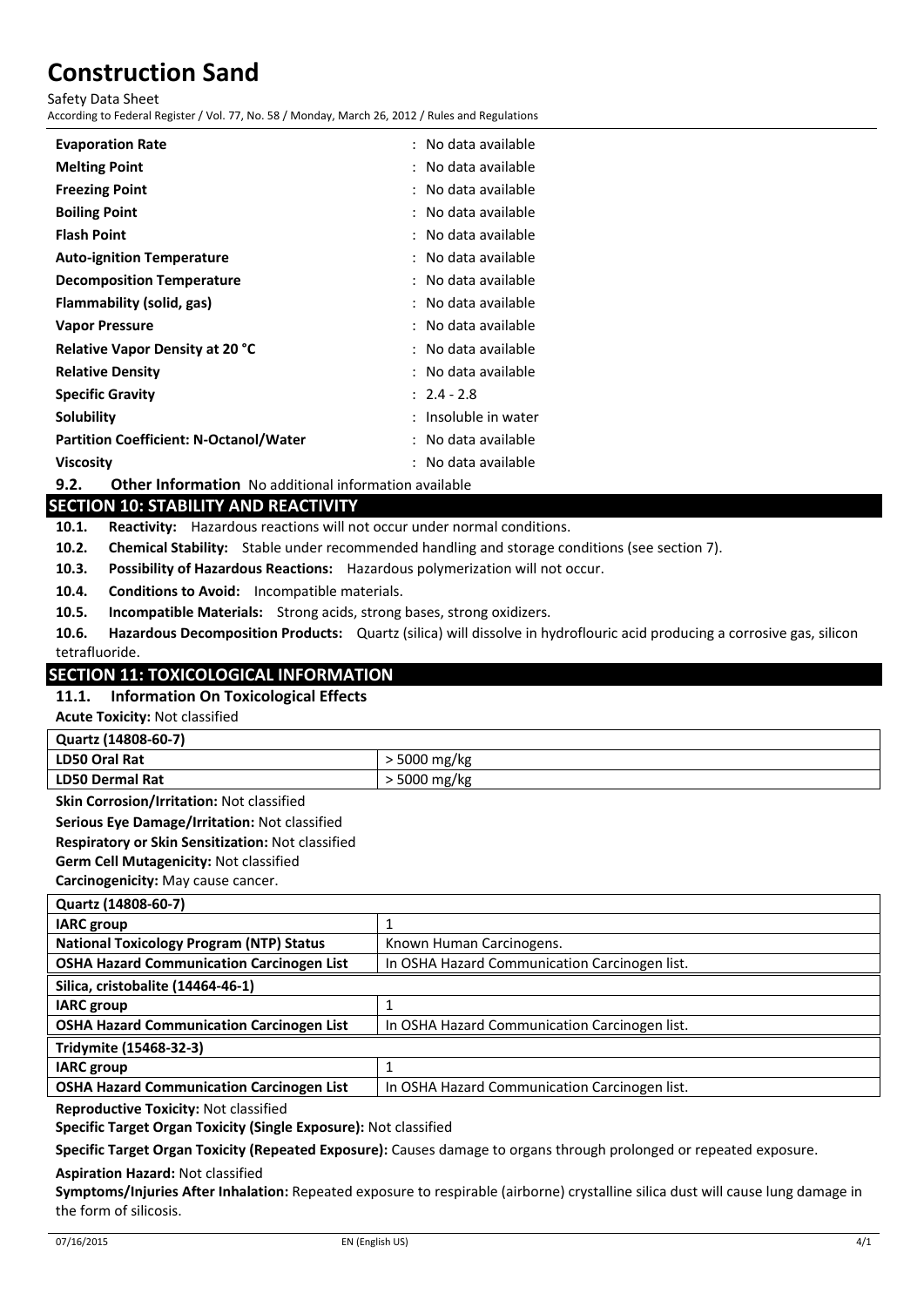| | |
|---|---|
| **Evaporation Rate** | : No data available |
| **Melting Point** | : No data available |
| **Freezing Point** | : No data available |
| **Boiling Point** | : No data available |
| **Flash Point** | : No data available |
| **Auto-ignition Temperature** | : No data available |
| **Decomposition Temperature** | : No data available |
| **Flammability (solid, gas)** | : No data available |
| **Vapor Pressure** | : No data available |
| **Relative Vapor Density at 20 °C** | : No data available |
| **Relative Density** | : No data available |
| **Specific Gravity** | : 2.4 - 2.8 |
| **Solubility** | : Insoluble in water |
| **Partition Coefficient: N-Octanol/Water** | : No data available |
| **Viscosity** | : No data available |

**9.2. Other Information** No additional information available

## SECTION 10: STABILITY AND REACTIVITY

**10.1. Reactivity:** Hazardous reactions will not occur under normal conditions.

**10.2. Chemical Stability:** Stable under recommended handling and storage conditions (see section 7).

**10.3. Possibility of Hazardous Reactions:** Hazardous polymerization will not occur.

**10.4. Conditions to Avoid:** Incompatible materials.

**10.5. Incompatible Materials:** Strong acids, strong bases, strong oxidizers.

**10.6. Hazardous Decomposition Products:** Quartz (silica) will dissolve in hydroflouric acid producing a corrosive gas, silicon tetrafluoride.

## SECTION 11: TOXICOLOGICAL INFORMATION

### 11.1. Information On Toxicological Effects

**Acute Toxicity:** Not classified

| **Quartz (14808-60-7)** | |
|---|---|
| **LD50 Oral Rat** | > 5000 mg/kg |
| **LD50 Dermal Rat** | > 5000 mg/kg |

**Skin Corrosion/Irritation:** Not classified

**Serious Eye Damage/Irritation:** Not classified

**Respiratory or Skin Sensitization:** Not classified

**Germ Cell Mutagenicity:** Not classified

**Carcinogenicity:** May cause cancer.

| **Quartz (14808-60-7)** | |
|---|---|
| **IARC group** | 1 |
| **National Toxicology Program (NTP) Status** | Known Human Carcinogens. |
| **OSHA Hazard Communication Carcinogen List** | In OSHA Hazard Communication Carcinogen list. |
| **Silica, cristobalite (14464-46-1)** | |
| **IARC group** | 1 |
| **OSHA Hazard Communication Carcinogen List** | In OSHA Hazard Communication Carcinogen list. |
| **Tridymite (15468-32-3)** | |
| **IARC group** | 1 |
| **OSHA Hazard Communication Carcinogen List** | In OSHA Hazard Communication Carcinogen list. |

**Reproductive Toxicity:** Not classified

**Specific Target Organ Toxicity (Single Exposure):** Not classified

**Specific Target Organ Toxicity (Repeated Exposure):** Causes damage to organs through prolonged or repeated exposure.

**Aspiration Hazard:** Not classified

**Symptoms/Injuries After Inhalation:** Repeated exposure to respirable (airborne) crystalline silica dust will cause lung damage in the form of silicosis.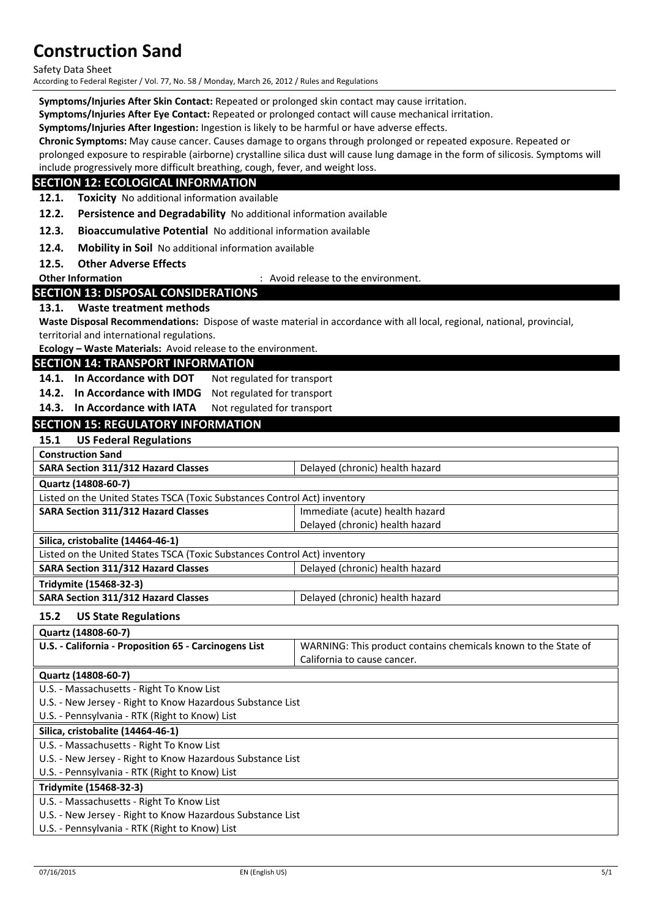**Symptoms/Injuries After Skin Contact:** Repeated or prolonged skin contact may cause irritation.

**Symptoms/Injuries After Eye Contact:** Repeated or prolonged contact will cause mechanical irritation.

**Symptoms/Injuries After Ingestion:** Ingestion is likely to be harmful or have adverse effects.

**Chronic Symptoms:** May cause cancer. Causes damage to organs through prolonged or repeated exposure. Repeated or prolonged exposure to respirable (airborne) crystalline silica dust will cause lung damage in the form of silicosis. Symptoms will include progressively more difficult breathing, cough, fever, and weight loss.

## SECTION 12: ECOLOGICAL INFORMATION

**12.1. Toxicity** No additional information available

**12.2. Persistence and Degradability** No additional information available

**12.3. Bioaccumulative Potential** No additional information available

**12.4. Mobility in Soil** No additional information available

**12.5. Other Adverse Effects**

**Other Information** : Avoid release to the environment.

## SECTION 13: DISPOSAL CONSIDERATIONS

**13.1. Waste treatment methods**

**Waste Disposal Recommendations:** Dispose of waste material in accordance with all local, regional, national, provincial, territorial and international regulations.

**Ecology – Waste Materials:** Avoid release to the environment.

## SECTION 14: TRANSPORT INFORMATION

**14.1. In Accordance with DOT** Not regulated for transport

**14.2. In Accordance with IMDG** Not regulated for transport

**14.3. In Accordance with IATA** Not regulated for transport

## SECTION 15: REGULATORY INFORMATION

**15.1 US Federal Regulations**

| **Construction Sand** | |
|---|---|
| **SARA Section 311/312 Hazard Classes** | Delayed (chronic) health hazard |
| **Quartz (14808-60-7)** | |
| Listed on the United States TSCA (Toxic Substances Control Act) inventory | |
| **SARA Section 311/312 Hazard Classes** | Immediate (acute) health hazard<br>Delayed (chronic) health hazard |
| **Silica, cristobalite (14464-46-1)** | |
| Listed on the United States TSCA (Toxic Substances Control Act) inventory | |
| **SARA Section 311/312 Hazard Classes** | Delayed (chronic) health hazard |
| **Tridymite (15468-32-3)** | |
| **SARA Section 311/312 Hazard Classes** | Delayed (chronic) health hazard |

**15.2 US State Regulations**

| **Quartz (14808-60-7)** | |
|---|---|
| **U.S. - California - Proposition 65 - Carcinogens List** | WARNING: This product contains chemicals known to the State of California to cause cancer. |

| **Quartz (14808-60-7)** |
|---|
| U.S. - Massachusetts - Right To Know List |
| U.S. - New Jersey - Right to Know Hazardous Substance List |
| U.S. - Pennsylvania - RTK (Right to Know) List |
| **Silica, cristobalite (14464-46-1)** |
| U.S. - Massachusetts - Right To Know List |
| U.S. - New Jersey - Right to Know Hazardous Substance List |
| U.S. - Pennsylvania - RTK (Right to Know) List |
| **Tridymite (15468-32-3)** |
| U.S. - Massachusetts - Right To Know List |
| U.S. - New Jersey - Right to Know Hazardous Substance List |
| U.S. - Pennsylvania - RTK (Right to Know) List |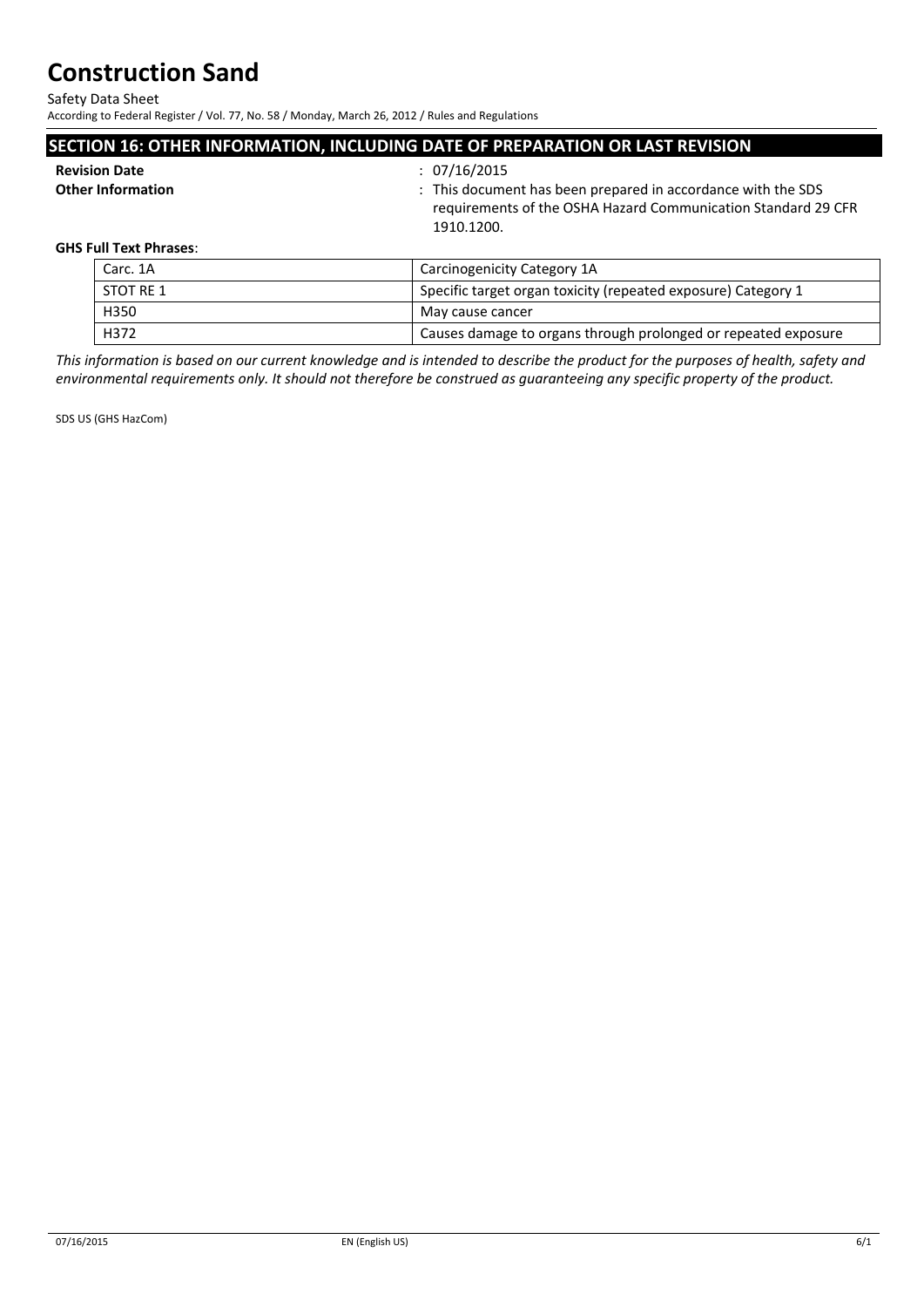## SECTION 16: OTHER INFORMATION, INCLUDING DATE OF PREPARATION OR LAST REVISION

**Revision Date** : 07/16/2015

**Other Information** : This document has been prepared in accordance with the SDS requirements of the OSHA Hazard Communication Standard 29 CFR 1910.1200.

**GHS Full Text Phrases**:

| | |
|---|---|
| Carc. 1A | Carcinogenicity Category 1A |
| STOT RE 1 | Specific target organ toxicity (repeated exposure) Category 1 |
| H350 | May cause cancer |
| H372 | Causes damage to organs through prolonged or repeated exposure |

*This information is based on our current knowledge and is intended to describe the product for the purposes of health, safety and environmental requirements only. It should not therefore be construed as guaranteeing any specific property of the product.*

SDS US (GHS HazCom)